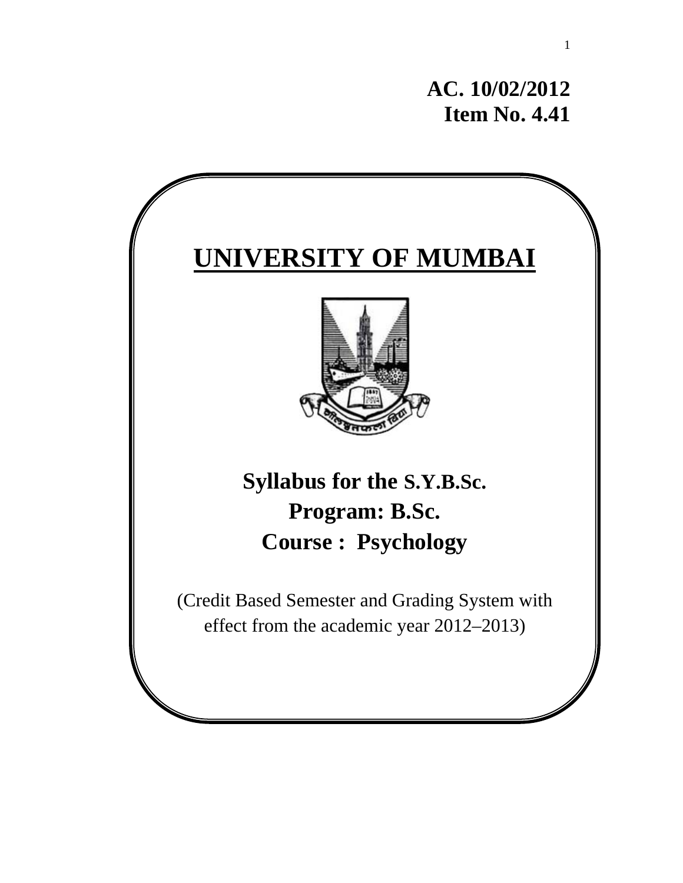**AC. 10/02/2012**
**Item No. 4.41**

# UNIVERSITY OF MUMBAI

## Syllabus for the S.Y.B.Sc.
## Program: B.Sc.
## Course : Psychology

(Credit Based Semester and Grading System with effect from the academic year 2012–2013)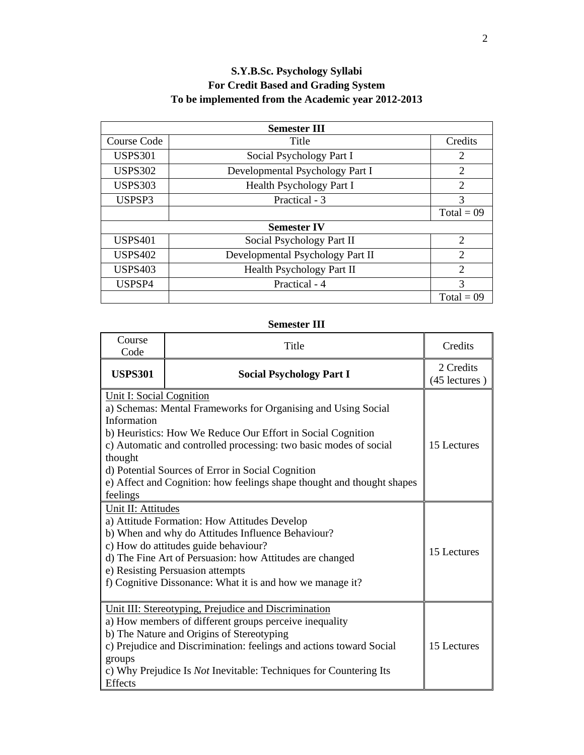# S.Y.B.Sc. Psychology Syllabi
## For Credit Based and Grading System
## To be implemented from the Academic year 2012-2013

| Semester III | | |
|---|---|---|
| Course Code | Title | Credits |
| USPS301 | Social Psychology Part I | 2 |
| USPS302 | Developmental Psychology Part I | 2 |
| USPS303 | Health Psychology Part I | 2 |
| USPSP3 | Practical - 3 | 3 |
| | | Total = 09 |
| **Semester IV** | | |
| USPS401 | Social Psychology Part II | 2 |
| USPS402 | Developmental Psychology Part II | 2 |
| USPS403 | Health Psychology Part II | 2 |
| USPSP4 | Practical - 4 | 3 |
| | | Total = 09 |

**Semester III**

| Course Code | Title | Credits |
|---|---|---|
| **USPS301** | **Social Psychology Part I** | 2 Credits (45 lectures ) |
| Unit I: Social Cognition<br>a) Schemas: Mental Frameworks for Organising and Using Social Information<br>b) Heuristics: How We Reduce Our Effort in Social Cognition<br>c) Automatic and controlled processing: two basic modes of social thought<br>d) Potential Sources of Error in Social Cognition<br>e) Affect and Cognition: how feelings shape thought and thought shapes feelings | | 15 Lectures |
| Unit II: Attitudes<br>a) Attitude Formation: How Attitudes Develop<br>b) When and why do Attitudes Influence Behaviour?<br>c) How do attitudes guide behaviour?<br>d) The Fine Art of Persuasion: how Attitudes are changed<br>e) Resisting Persuasion attempts<br>f) Cognitive Dissonance: What it is and how we manage it? | | 15 Lectures |
| Unit III: Stereotyping, Prejudice and Discrimination<br>a) How members of different groups perceive inequality<br>b) The Nature and Origins of Stereotyping<br>c) Prejudice and Discrimination: feelings and actions toward Social groups<br>c) Why Prejudice Is *Not* Inevitable: Techniques for Countering Its Effects | | 15 Lectures |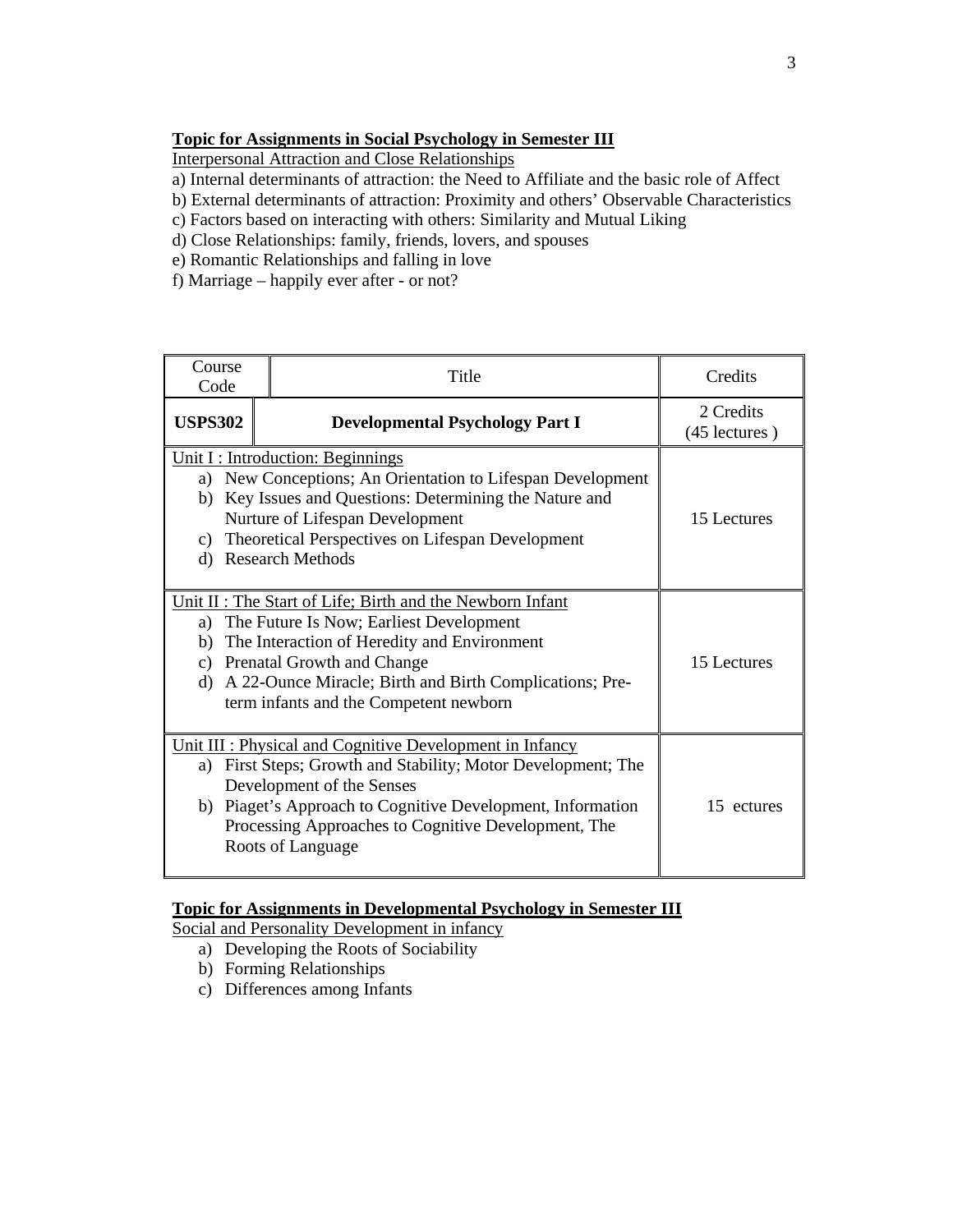**Topic for Assignments in Social Psychology in Semester III**

Interpersonal Attraction and Close Relationships

a) Internal determinants of attraction: the Need to Affiliate and the basic role of Affect
b) External determinants of attraction: Proximity and others' Observable Characteristics
c) Factors based on interacting with others: Similarity and Mutual Liking
d) Close Relationships: family, friends, lovers, and spouses
e) Romantic Relationships and falling in love
f) Marriage – happily ever after - or not?

| Course Code | Title | Credits |
|---|---|---|
| **USPS302** | **Developmental Psychology Part I** | 2 Credits (45 lectures ) |
| Unit I : Introduction: Beginnings<br>a) New Conceptions; An Orientation to Lifespan Development<br>b) Key Issues and Questions: Determining the Nature and Nurture of Lifespan Development<br>c) Theoretical Perspectives on Lifespan Development<br>d) Research Methods | | 15 Lectures |
| Unit II : The Start of Life; Birth and the Newborn Infant<br>a) The Future Is Now; Earliest Development<br>b) The Interaction of Heredity and Environment<br>c) Prenatal Growth and Change<br>d) A 22-Ounce Miracle; Birth and Birth Complications; Pre-term infants and the Competent newborn | | 15 Lectures |
| Unit III : Physical and Cognitive Development in Infancy<br>a) First Steps; Growth and Stability; Motor Development; The Development of the Senses<br>b) Piaget's Approach to Cognitive Development, Information Processing Approaches to Cognitive Development, The Roots of Language | | 15 ectures |

**Topic for Assignments in Developmental Psychology in Semester III**

Social and Personality Development in infancy

a) Developing the Roots of Sociability
b) Forming Relationships
c) Differences among Infants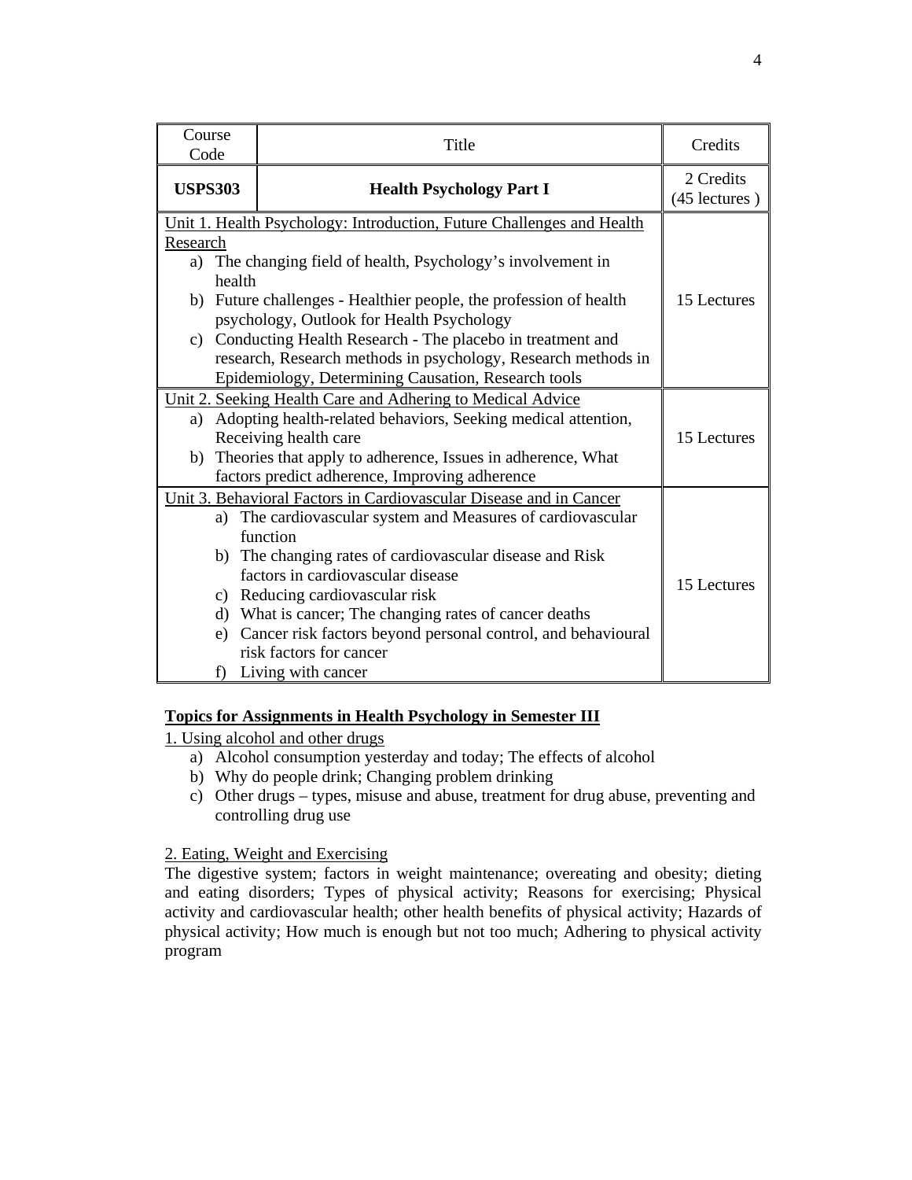| Course Code | Title | Credits |
|---|---|---|
| **USPS303** | **Health Psychology Part I** | 2 Credits (45 lectures ) |
| Unit 1. Health Psychology: Introduction, Future Challenges and Health Research<br>a) The changing field of health, Psychology's involvement in health<br>b) Future challenges - Healthier people, the profession of health psychology, Outlook for Health Psychology<br>c) Conducting Health Research - The placebo in treatment and research, Research methods in psychology, Research methods in Epidemiology, Determining Causation, Research tools | | 15 Lectures |
| Unit 2. Seeking Health Care and Adhering to Medical Advice<br>a) Adopting health-related behaviors, Seeking medical attention, Receiving health care<br>b) Theories that apply to adherence, Issues in adherence, What factors predict adherence, Improving adherence | | 15 Lectures |
| Unit 3. Behavioral Factors in Cardiovascular Disease and in Cancer<br>a) The cardiovascular system and Measures of cardiovascular function<br>b) The changing rates of cardiovascular disease and Risk factors in cardiovascular disease<br>c) Reducing cardiovascular risk<br>d) What is cancer; The changing rates of cancer deaths<br>e) Cancer risk factors beyond personal control, and behavioural risk factors for cancer<br>f) Living with cancer | | 15 Lectures |

**Topics for Assignments in Health Psychology in Semester III**

1. Using alcohol and other drugs
   a) Alcohol consumption yesterday and today; The effects of alcohol
   b) Why do people drink; Changing problem drinking
   c) Other drugs – types, misuse and abuse, treatment for drug abuse, preventing and controlling drug use

2. Eating, Weight and Exercising

The digestive system; factors in weight maintenance; overeating and obesity; dieting and eating disorders; Types of physical activity; Reasons for exercising; Physical activity and cardiovascular health; other health benefits of physical activity; Hazards of physical activity; How much is enough but not too much; Adhering to physical activity program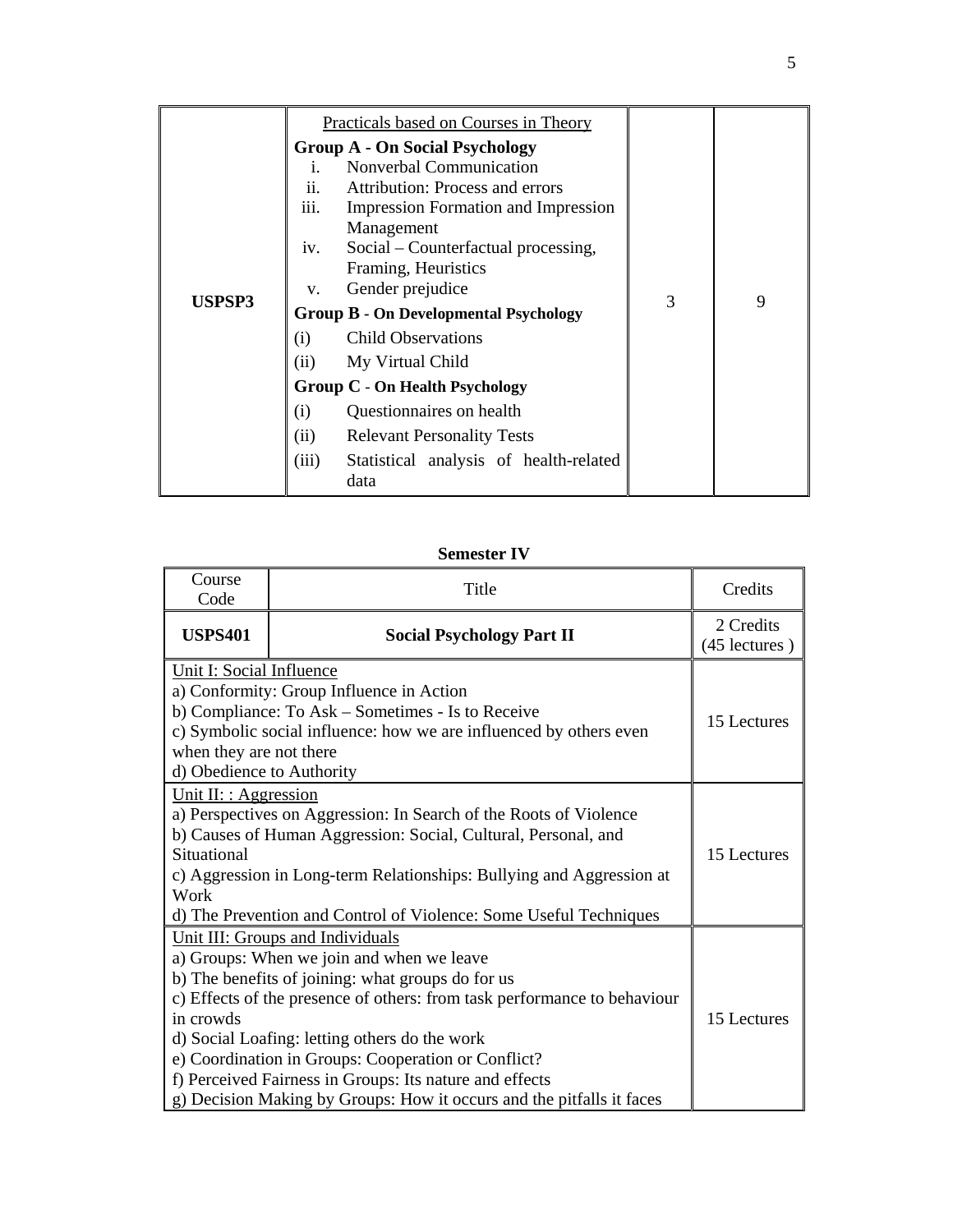| USPSP3 | <u>Practicals based on Courses in Theory</u><br>**Group A - On Social Psychology**<br>i. Nonverbal Communication<br>ii. Attribution: Process and errors<br>iii. Impression Formation and Impression Management<br>iv. Social – Counterfactual processing, Framing, Heuristics<br>v. Gender prejudice<br>**Group B - On Developmental Psychology**<br>(i) Child Observations<br>(ii) My Virtual Child<br>**Group C - On Health Psychology**<br>(i) Questionnaires on health<br>(ii) Relevant Personality Tests<br>(iii) Statistical analysis of health-related data | 3 | 9 |
|---|---|---|---|

**Semester IV**

| Course Code | Title | Credits |
|---|---|---|
| **USPS401** | **Social Psychology Part II** | 2 Credits (45 lectures ) |
| <u>Unit I: Social Influence</u><br>a) Conformity: Group Influence in Action<br>b) Compliance: To Ask – Sometimes - Is to Receive<br>c) Symbolic social influence: how we are influenced by others even when they are not there<br>d) Obedience to Authority | | 15 Lectures |
| <u>Unit II: : Aggression</u><br>a) Perspectives on Aggression: In Search of the Roots of Violence<br>b) Causes of Human Aggression: Social, Cultural, Personal, and Situational<br>c) Aggression in Long-term Relationships: Bullying and Aggression at Work<br>d) The Prevention and Control of Violence: Some Useful Techniques | | 15 Lectures |
| <u>Unit III: Groups and Individuals</u><br>a) Groups: When we join and when we leave<br>b) The benefits of joining: what groups do for us<br>c) Effects of the presence of others: from task performance to behaviour in crowds<br>d) Social Loafing: letting others do the work<br>e) Coordination in Groups: Cooperation or Conflict?<br>f) Perceived Fairness in Groups: Its nature and effects<br>g) Decision Making by Groups: How it occurs and the pitfalls it faces | | 15 Lectures |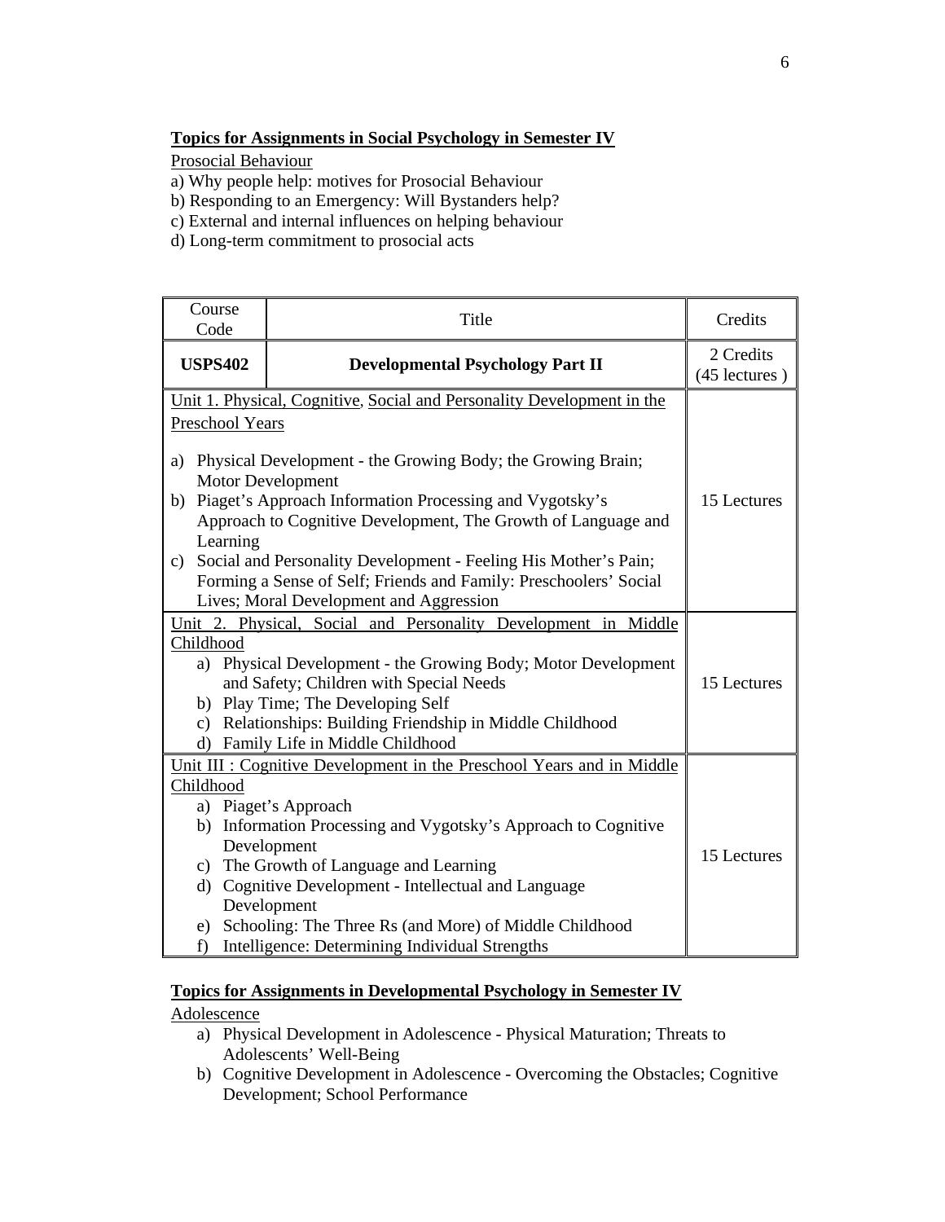**Topics for Assignments in Social Psychology in Semester IV**

Prosocial Behaviour

a) Why people help: motives for Prosocial Behaviour
b) Responding to an Emergency: Will Bystanders help?
c) External and internal influences on helping behaviour
d) Long-term commitment to prosocial acts

| Course Code | Title | Credits |
|---|---|---|
| **USPS402** | **Developmental Psychology Part II** | 2 Credits (45 lectures ) |
| Unit 1. Physical, Cognitive, Social and Personality Development in the Preschool Years<br><br>a) Physical Development - the Growing Body; the Growing Brain; Motor Development<br>b) Piaget's Approach Information Processing and Vygotsky's Approach to Cognitive Development, The Growth of Language and Learning<br>c) Social and Personality Development - Feeling His Mother's Pain; Forming a Sense of Self; Friends and Family: Preschoolers' Social Lives; Moral Development and Aggression | | 15 Lectures |
| Unit 2. Physical, Social and Personality Development in Middle Childhood<br>a) Physical Development - the Growing Body; Motor Development and Safety; Children with Special Needs<br>b) Play Time; The Developing Self<br>c) Relationships: Building Friendship in Middle Childhood<br>d) Family Life in Middle Childhood | | 15 Lectures |
| Unit III : Cognitive Development in the Preschool Years and in Middle Childhood<br>a) Piaget's Approach<br>b) Information Processing and Vygotsky's Approach to Cognitive Development<br>c) The Growth of Language and Learning<br>d) Cognitive Development - Intellectual and Language Development<br>e) Schooling: The Three Rs (and More) of Middle Childhood<br>f) Intelligence: Determining Individual Strengths | | 15 Lectures |

**Topics for Assignments in Developmental Psychology in Semester IV**

Adolescence

a) Physical Development in Adolescence - Physical Maturation; Threats to Adolescents' Well-Being
b) Cognitive Development in Adolescence - Overcoming the Obstacles; Cognitive Development; School Performance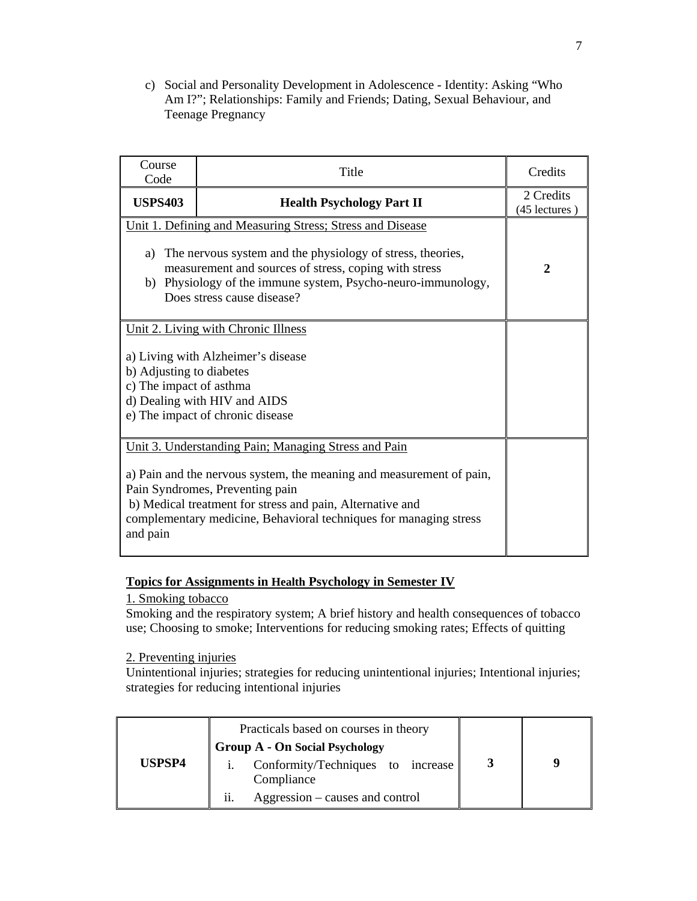c) Social and Personality Development in Adolescence - Identity: Asking "Who Am I?"; Relationships: Family and Friends; Dating, Sexual Behaviour, and Teenage Pregnancy

| Course Code | Title | Credits |
|---|---|---|
| **USPS403** | **Health Psychology Part II** | 2 Credits (45 lectures ) |
| Unit 1. Defining and Measuring Stress; Stress and Disease<br><br>a) The nervous system and the physiology of stress, theories, measurement and sources of stress, coping with stress<br>b) Physiology of the immune system, Psycho-neuro-immunology, Does stress cause disease? | | **2** |
| Unit 2. Living with Chronic Illness<br><br>a) Living with Alzheimer's disease<br>b) Adjusting to diabetes<br>c) The impact of asthma<br>d) Dealing with HIV and AIDS<br>e) The impact of chronic disease | | |
| Unit 3. Understanding Pain; Managing Stress and Pain<br><br>a) Pain and the nervous system, the meaning and measurement of pain, Pain Syndromes, Preventing pain<br>b) Medical treatment for stress and pain, Alternative and complementary medicine, Behavioral techniques for managing stress and pain | | |

**Topics for Assignments in Health Psychology in Semester IV**

1. Smoking tobacco

Smoking and the respiratory system; A brief history and health consequences of tobacco use; Choosing to smoke; Interventions for reducing smoking rates; Effects of quitting

2. Preventing injuries

Unintentional injuries; strategies for reducing unintentional injuries; Intentional injuries; strategies for reducing intentional injuries

| **USPSP4** | Practicals based on courses in theory<br>**Group A - On Social Psychology**<br>i. Conformity/Techniques to increase Compliance<br>ii. Aggression – causes and control | **3** | **9** |
|---|---|---|---|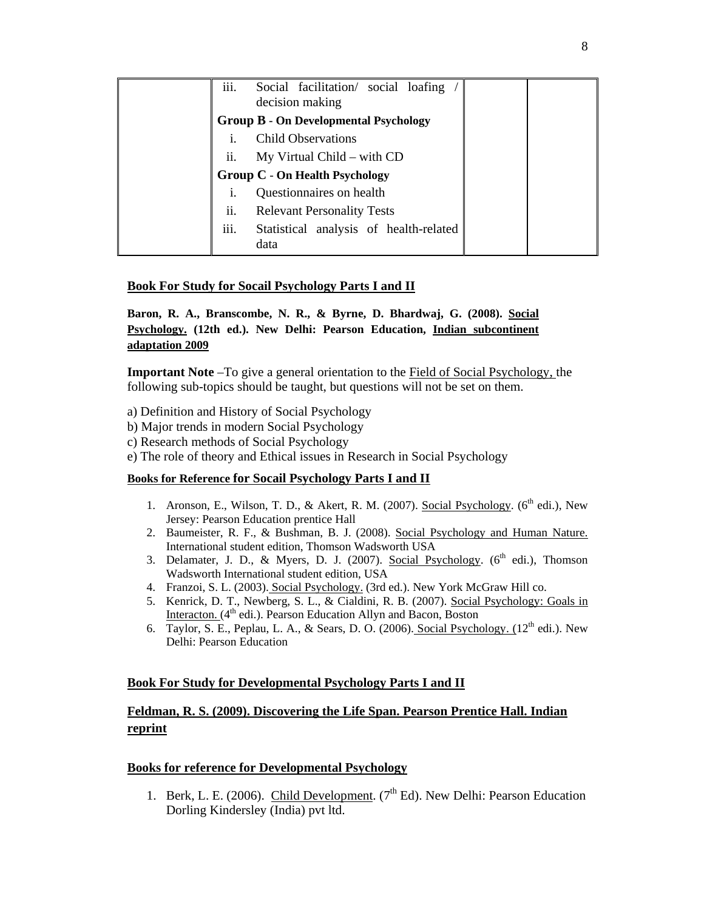| | | | |
|---|---|---|---|
| | iii. Social facilitation/ social loafing / decision making | | |
| | **Group B - On Developmental Psychology** | | |
| | i. Child Observations | | |
| | ii. My Virtual Child – with CD | | |
| | **Group C - On Health Psychology** | | |
| | i. Questionnaires on health | | |
| | ii. Relevant Personality Tests | | |
| | iii. Statistical analysis of health-related data | | |

**Book For Study for Socail Psychology Parts I and II**

**Baron, R. A., Branscombe, N. R., & Byrne, D. Bhardwaj, G. (2008). Social Psychology. (12th ed.). New Delhi: Pearson Education, Indian subcontinent adaptation 2009**

**Important Note** –To give a general orientation to the Field of Social Psychology, the following sub-topics should be taught, but questions will not be set on them.

a) Definition and History of Social Psychology
b) Major trends in modern Social Psychology
c) Research methods of Social Psychology
e) The role of theory and Ethical issues in Research in Social Psychology

**Books for Reference for Socail Psychology Parts I and II**

1. Aronson, E., Wilson, T. D., & Akert, R. M. (2007). Social Psychology. (6th edi.), New Jersey: Pearson Education prentice Hall
2. Baumeister, R. F., & Bushman, B. J. (2008). Social Psychology and Human Nature. International student edition, Thomson Wadsworth USA
3. Delamater, J. D., & Myers, D. J. (2007). Social Psychology. (6th edi.), Thomson Wadsworth International student edition, USA
4. Franzoi, S. L. (2003). Social Psychology. (3rd ed.). New York McGraw Hill co.
5. Kenrick, D. T., Newberg, S. L., & Cialdini, R. B. (2007). Social Psychology: Goals in Interacton. (4th edi.). Pearson Education Allyn and Bacon, Boston
6. Taylor, S. E., Peplau, L. A., & Sears, D. O. (2006). Social Psychology. (12th edi.). New Delhi: Pearson Education

**Book For Study for Developmental Psychology Parts I and II**

**Feldman, R. S. (2009). Discovering the Life Span. Pearson Prentice Hall. Indian reprint**

**Books for reference for Developmental Psychology**

1. Berk, L. E. (2006). Child Development. (7th Ed). New Delhi: Pearson Education Dorling Kindersley (India) pvt ltd.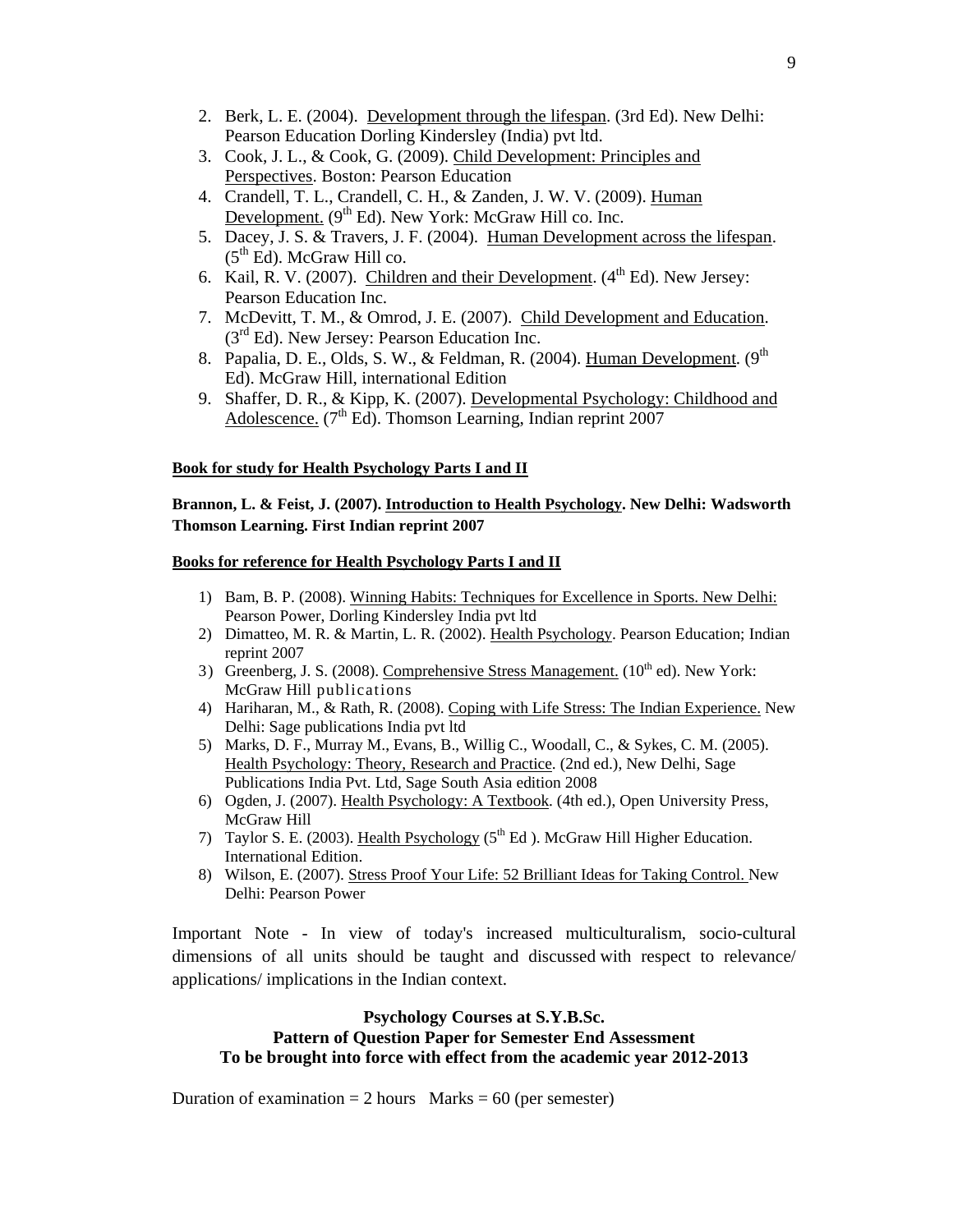2. Berk, L. E. (2004). Development through the lifespan. (3rd Ed). New Delhi: Pearson Education Dorling Kindersley (India) pvt ltd.
3. Cook, J. L., & Cook, G. (2009). Child Development: Principles and Perspectives. Boston: Pearson Education
4. Crandell, T. L., Crandell, C. H., & Zanden, J. W. V. (2009). Human Development. (9th Ed). New York: McGraw Hill co. Inc.
5. Dacey, J. S. & Travers, J. F. (2004). Human Development across the lifespan. (5th Ed). McGraw Hill co.
6. Kail, R. V. (2007). Children and their Development. (4th Ed). New Jersey: Pearson Education Inc.
7. McDevitt, T. M., & Omrod, J. E. (2007). Child Development and Education. (3rd Ed). New Jersey: Pearson Education Inc.
8. Papalia, D. E., Olds, S. W., & Feldman, R. (2004). Human Development. (9th Ed). McGraw Hill, international Edition
9. Shaffer, D. R., & Kipp, K. (2007). Developmental Psychology: Childhood and Adolescence. (7th Ed). Thomson Learning, Indian reprint 2007

**Book for study for Health Psychology Parts I and II**

**Brannon, L. & Feist, J. (2007). Introduction to Health Psychology. New Delhi: Wadsworth Thomson Learning. First Indian reprint 2007**

**Books for reference for Health Psychology Parts I and II**

1) Bam, B. P. (2008). Winning Habits: Techniques for Excellence in Sports. New Delhi: Pearson Power, Dorling Kindersley India pvt ltd
2) Dimatteo, M. R. & Martin, L. R. (2002). Health Psychology. Pearson Education; Indian reprint 2007
3) Greenberg, J. S. (2008). Comprehensive Stress Management. (10th ed). New York: McGraw Hill publications
4) Hariharan, M., & Rath, R. (2008). Coping with Life Stress: The Indian Experience. New Delhi: Sage publications India pvt ltd
5) Marks, D. F., Murray M., Evans, B., Willig C., Woodall, C., & Sykes, C. M. (2005). Health Psychology: Theory, Research and Practice. (2nd ed.), New Delhi, Sage Publications India Pvt. Ltd, Sage South Asia edition 2008
6) Ogden, J. (2007). Health Psychology: A Textbook. (4th ed.), Open University Press, McGraw Hill
7) Taylor S. E. (2003). Health Psychology (5th Ed ). McGraw Hill Higher Education. International Edition.
8) Wilson, E. (2007). Stress Proof Your Life: 52 Brilliant Ideas for Taking Control. New Delhi: Pearson Power

Important Note - In view of today's increased multiculturalism, socio-cultural dimensions of all units should be taught and discussed with respect to relevance/ applications/ implications in the Indian context.

**Psychology Courses at S.Y.B.Sc.**
**Pattern of Question Paper for Semester End Assessment**
**To be brought into force with effect from the academic year 2012-2013**

Duration of examination = 2 hours   Marks = 60 (per semester)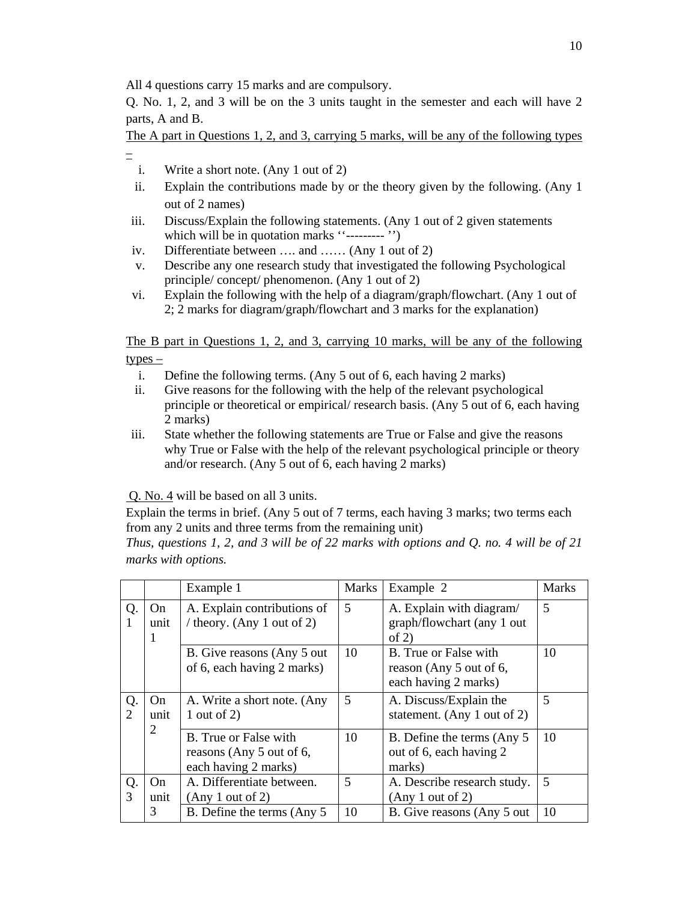All 4 questions carry 15 marks and are compulsory.

Q. No. 1, 2, and 3 will be on the 3 units taught in the semester and each will have 2 parts, A and B.

The A part in Questions 1, 2, and 3, carrying 5 marks, will be any of the following types –

i. Write a short note. (Any 1 out of 2)
ii. Explain the contributions made by or the theory given by the following. (Any 1 out of 2 names)
iii. Discuss/Explain the following statements. (Any 1 out of 2 given statements which will be in quotation marks ''--------- '')
iv. Differentiate between …. and …… (Any 1 out of 2)
v. Describe any one research study that investigated the following Psychological principle/ concept/ phenomenon. (Any 1 out of 2)
vi. Explain the following with the help of a diagram/graph/flowchart. (Any 1 out of 2; 2 marks for diagram/graph/flowchart and 3 marks for the explanation)

The B part in Questions 1, 2, and 3, carrying 10 marks, will be any of the following types –

i. Define the following terms. (Any 5 out of 6, each having 2 marks)
ii. Give reasons for the following with the help of the relevant psychological principle or theoretical or empirical/ research basis. (Any 5 out of 6, each having 2 marks)
iii. State whether the following statements are True or False and give the reasons why True or False with the help of the relevant psychological principle or theory and/or research. (Any 5 out of 6, each having 2 marks)

Q. No. 4 will be based on all 3 units.

Explain the terms in brief. (Any 5 out of 7 terms, each having 3 marks; two terms each from any 2 units and three terms from the remaining unit)

*Thus, questions 1, 2, and 3 will be of 22 marks with options and Q. no. 4 will be of 21 marks with options.*

| | | Example 1 | Marks | Example 2 | Marks |
|---|---|---|---|---|---|
| Q. 1 | On unit 1 | A. Explain contributions of / theory. (Any 1 out of 2) | 5 | A. Explain with diagram/ graph/flowchart (any 1 out of 2) | 5 |
| | | B. Give reasons (Any 5 out of 6, each having 2 marks) | 10 | B. True or False with reason (Any 5 out of 6, each having 2 marks) | 10 |
| Q. 2 | On unit 2 | A. Write a short note. (Any 1 out of 2) | 5 | A. Discuss/Explain the statement. (Any 1 out of 2) | 5 |
| | | B. True or False with reasons (Any 5 out of 6, each having 2 marks) | 10 | B. Define the terms (Any 5 out of 6, each having 2 marks) | 10 |
| Q. 3 | On unit 3 | A. Differentiate between. (Any 1 out of 2) | 5 | A. Describe research study. (Any 1 out of 2) | 5 |
| | | B. Define the terms (Any 5 | 10 | B. Give reasons (Any 5 out | 10 |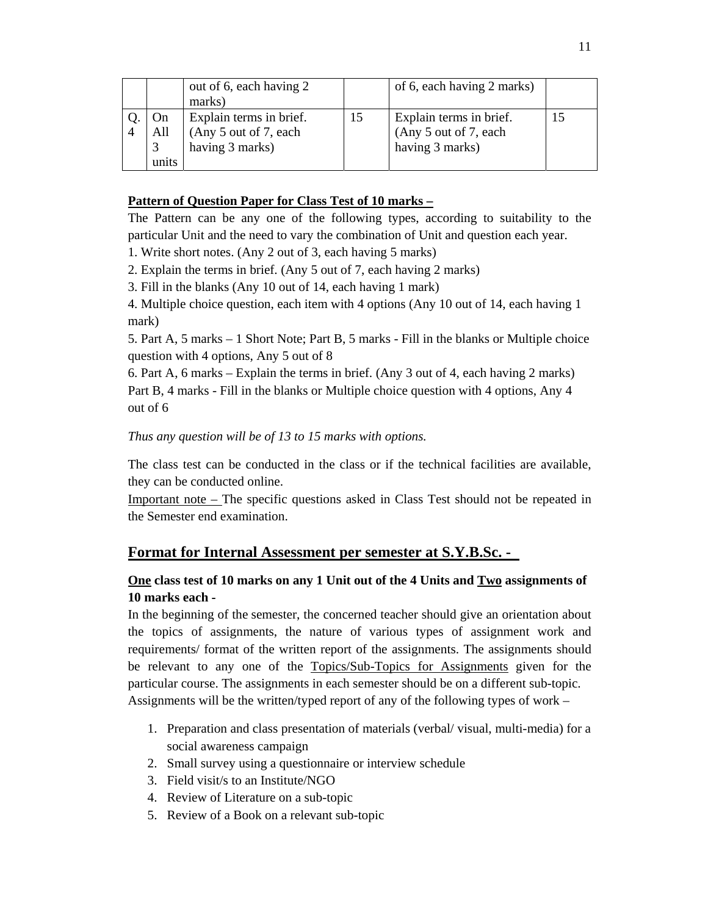| | | out of 6, each having 2 marks) | | of 6, each having 2 marks) | |
|---|---|---|---|---|---|
| Q. 4 | On All 3 units | Explain terms in brief. (Any 5 out of 7, each having 3 marks) | 15 | Explain terms in brief. (Any 5 out of 7, each having 3 marks) | 15 |

**Pattern of Question Paper for Class Test of 10 marks –**

The Pattern can be any one of the following types, according to suitability to the particular Unit and the need to vary the combination of Unit and question each year.

1. Write short notes. (Any 2 out of 3, each having 5 marks)
2. Explain the terms in brief. (Any 5 out of 7, each having 2 marks)
3. Fill in the blanks (Any 10 out of 14, each having 1 mark)
4. Multiple choice question, each item with 4 options (Any 10 out of 14, each having 1 mark)
5. Part A, 5 marks – 1 Short Note; Part B, 5 marks - Fill in the blanks or Multiple choice question with 4 options, Any 5 out of 8
6. Part A, 6 marks – Explain the terms in brief. (Any 3 out of 4, each having 2 marks) Part B, 4 marks - Fill in the blanks or Multiple choice question with 4 options, Any 4 out of 6

*Thus any question will be of 13 to 15 marks with options.*

The class test can be conducted in the class or if the technical facilities are available, they can be conducted online.

Important note – The specific questions asked in Class Test should not be repeated in the Semester end examination.

## Format for Internal Assessment per semester at S.Y.B.Sc. -

### One class test of 10 marks on any 1 Unit out of the 4 Units and Two assignments of 10 marks each -

In the beginning of the semester, the concerned teacher should give an orientation about the topics of assignments, the nature of various types of assignment work and requirements/ format of the written report of the assignments. The assignments should be relevant to any one of the Topics/Sub-Topics for Assignments given for the particular course. The assignments in each semester should be on a different sub-topic.

Assignments will be the written/typed report of any of the following types of work –

1. Preparation and class presentation of materials (verbal/ visual, multi-media) for a social awareness campaign
2. Small survey using a questionnaire or interview schedule
3. Field visit/s to an Institute/NGO
4. Review of Literature on a sub-topic
5. Review of a Book on a relevant sub-topic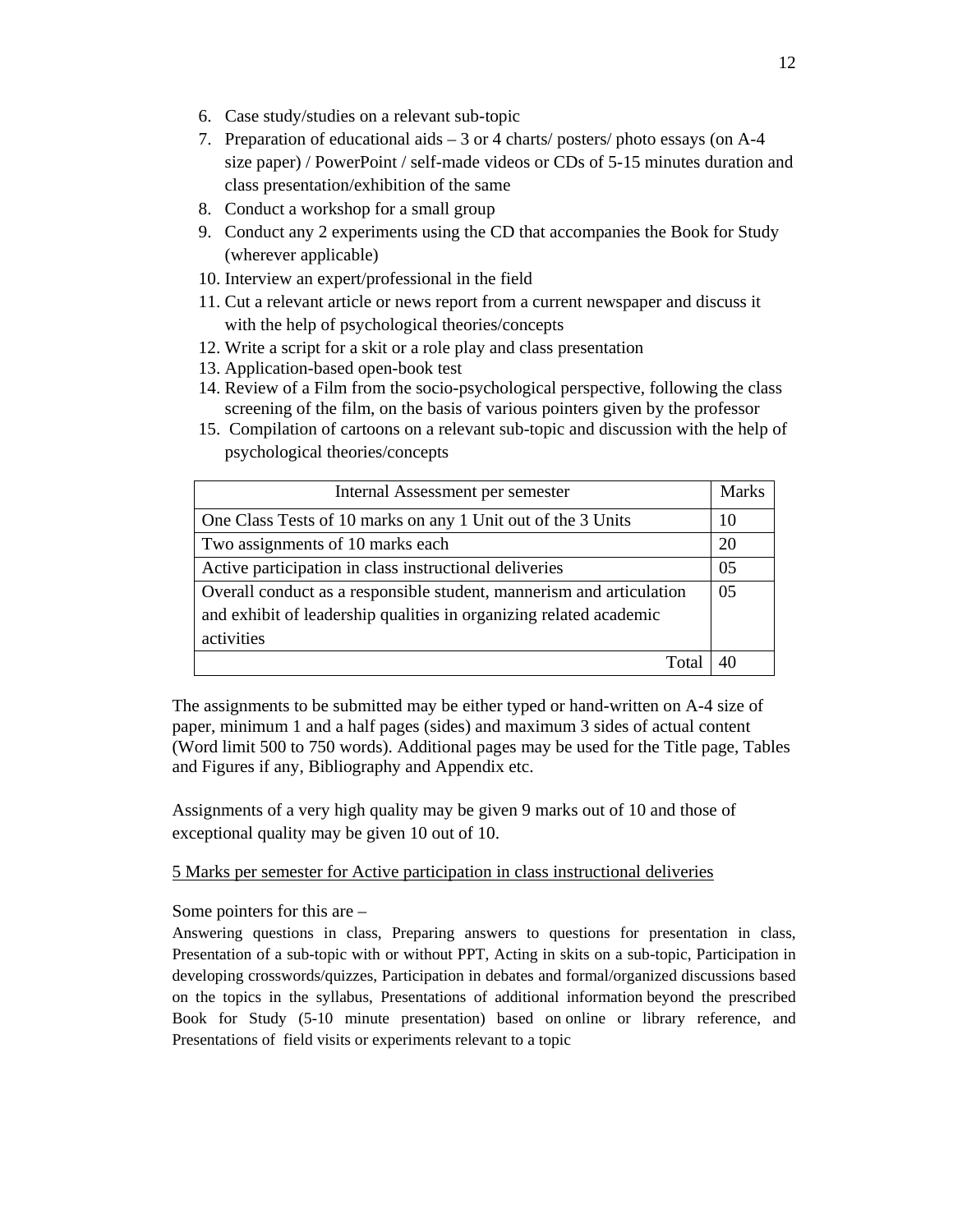6. Case study/studies on a relevant sub-topic
7. Preparation of educational aids – 3 or 4 charts/ posters/ photo essays (on A-4 size paper) / PowerPoint / self-made videos or CDs of 5-15 minutes duration and class presentation/exhibition of the same
8. Conduct a workshop for a small group
9. Conduct any 2 experiments using the CD that accompanies the Book for Study (wherever applicable)
10. Interview an expert/professional in the field
11. Cut a relevant article or news report from a current newspaper and discuss it with the help of psychological theories/concepts
12. Write a script for a skit or a role play and class presentation
13. Application-based open-book test
14. Review of a Film from the socio-psychological perspective, following the class screening of the film, on the basis of various pointers given by the professor
15. Compilation of cartoons on a relevant sub-topic and discussion with the help of psychological theories/concepts

| Internal Assessment per semester | Marks |
|---|---|
| One Class Tests of 10 marks on any 1 Unit out of the 3 Units | 10 |
| Two assignments of 10 marks each | 20 |
| Active participation in class instructional deliveries | 05 |
| Overall conduct as a responsible student, mannerism and articulation and exhibit of leadership qualities in organizing related academic activities | 05 |
| Total | 40 |

The assignments to be submitted may be either typed or hand-written on A-4 size of paper, minimum 1 and a half pages (sides) and maximum 3 sides of actual content (Word limit 500 to 750 words). Additional pages may be used for the Title page, Tables and Figures if any, Bibliography and Appendix etc.

Assignments of a very high quality may be given 9 marks out of 10 and those of exceptional quality may be given 10 out of 10.

<u>5 Marks per semester for Active participation in class instructional deliveries</u>

Some pointers for this are –

Answering questions in class, Preparing answers to questions for presentation in class, Presentation of a sub-topic with or without PPT, Acting in skits on a sub-topic, Participation in developing crosswords/quizzes, Participation in debates and formal/organized discussions based on the topics in the syllabus, Presentations of additional information beyond the prescribed Book for Study (5-10 minute presentation) based on online or library reference, and Presentations of field visits or experiments relevant to a topic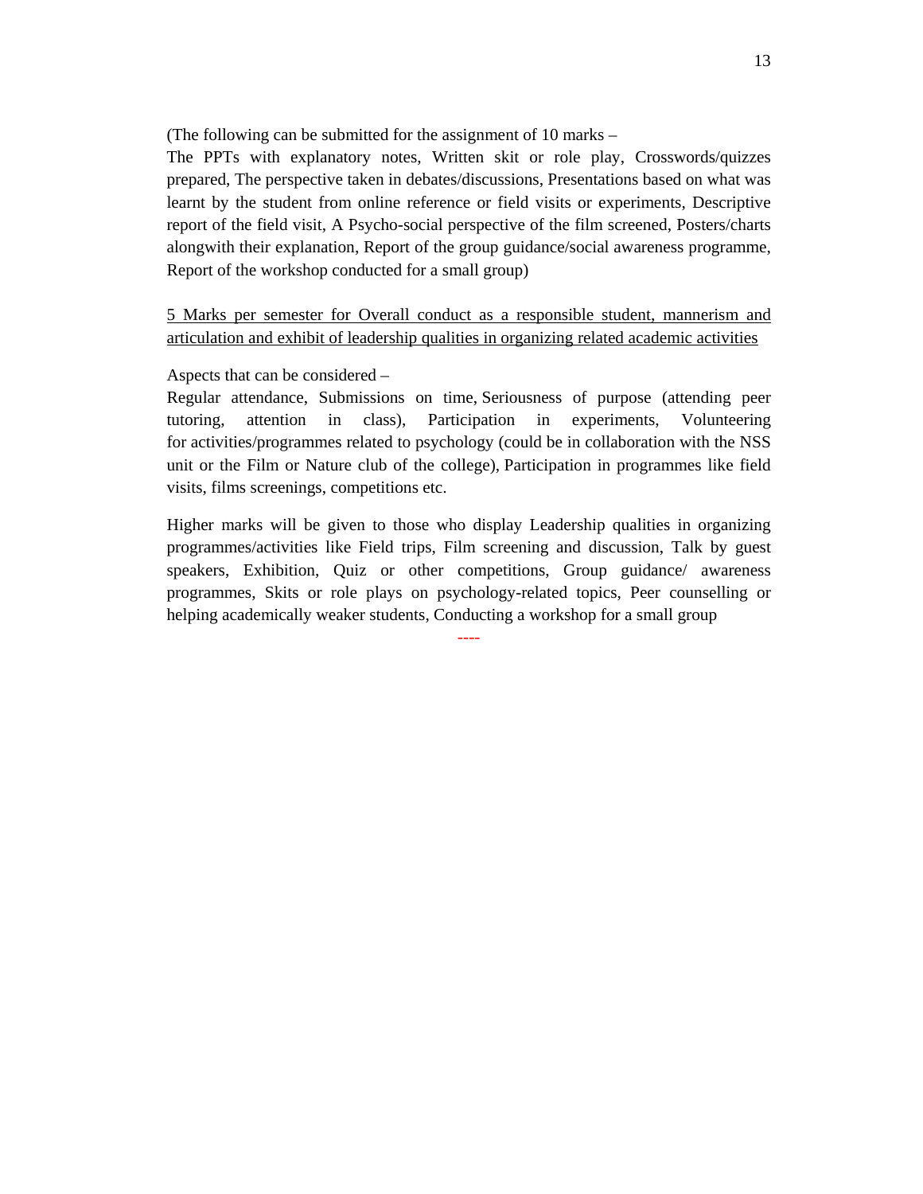(The following can be submitted for the assignment of 10 marks –
The PPTs with explanatory notes, Written skit or role play, Crosswords/quizzes prepared, The perspective taken in debates/discussions, Presentations based on what was learnt by the student from online reference or field visits or experiments, Descriptive report of the field visit, A Psycho-social perspective of the film screened, Posters/charts alongwith their explanation, Report of the group guidance/social awareness programme, Report of the workshop conducted for a small group)

<u>5 Marks per semester for Overall conduct as a responsible student, mannerism and articulation and exhibit of leadership qualities in organizing related academic activities</u>

Aspects that can be considered –
Regular attendance, Submissions on time, Seriousness of purpose (attending peer tutoring, attention in class), Participation in experiments, Volunteering for activities/programmes related to psychology (could be in collaboration with the NSS unit or the Film or Nature club of the college), Participation in programmes like field visits, films screenings, competitions etc.

Higher marks will be given to those who display Leadership qualities in organizing programmes/activities like Field trips, Film screening and discussion, Talk by guest speakers, Exhibition, Quiz or other competitions, Group guidance/ awareness programmes, Skits or role plays on psychology-related topics, Peer counselling or helping academically weaker students, Conducting a workshop for a small group

----